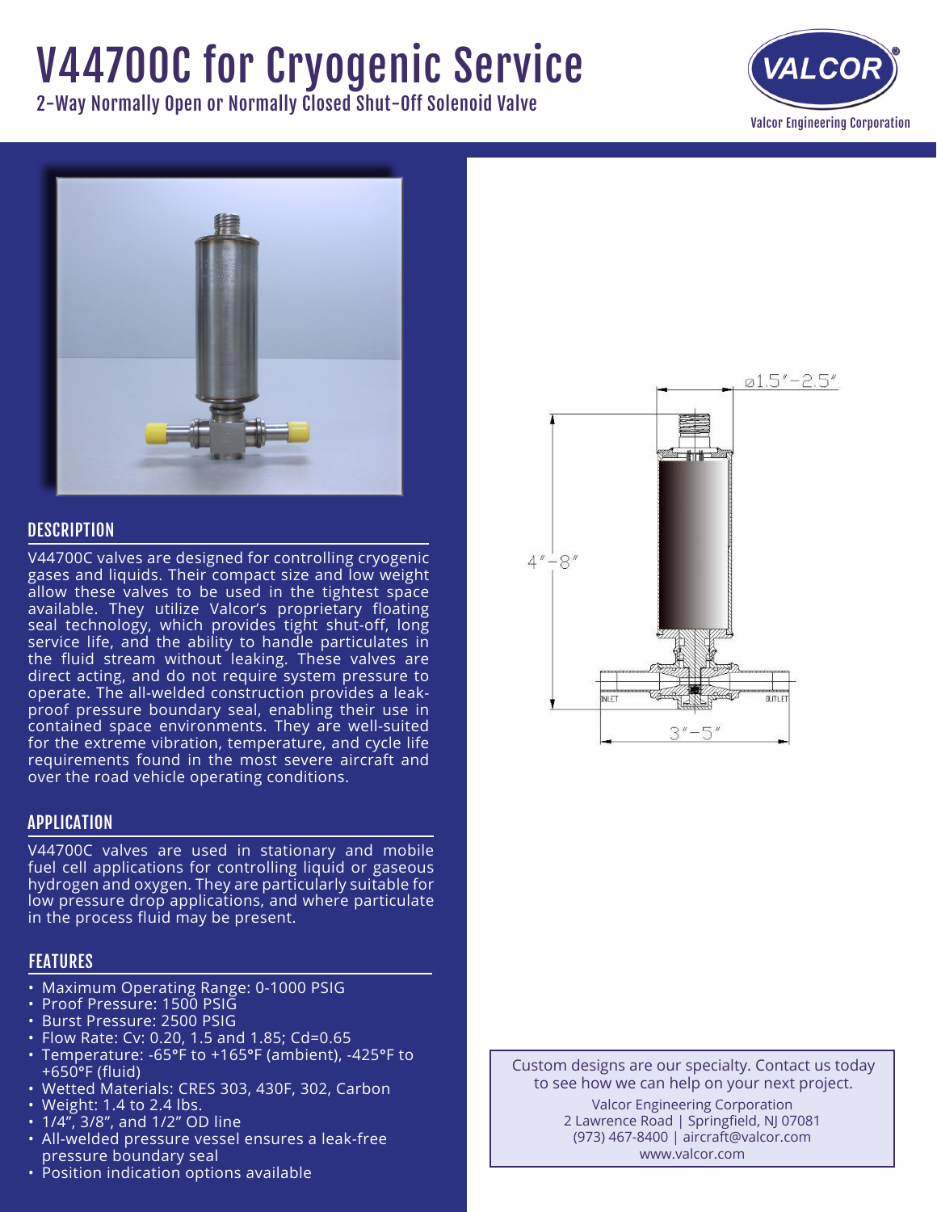# V44700C for Cryogenic Service

2-Way Normally Open or Normally Closed Shut-Off Solenoid Valve

Valcor Engineering Corporation

## DESCRIPTION

V44700C valves are designed for controlling cryogenic gases and liquids. Their compact size and low weight allow these valves to be used in the tightest space available. They utilize Valcor's proprietary floating seal technology, which provides tight shut-off, long service life, and the ability to handle particulates in the fluid stream without leaking. These valves are direct acting, and do not require system pressure to operate. The all-welded construction provides a leak-proof pressure boundary seal, enabling their use in contained space environments. They are well-suited for the extreme vibration, temperature, and cycle life requirements found in the most severe aircraft and over the road vehicle operating conditions.

## APPLICATION

V44700C valves are used in stationary and mobile fuel cell applications for controlling liquid or gaseous hydrogen and oxygen. They are particularly suitable for low pressure drop applications, and where particulate in the process fluid may be present.

## FEATURES

- Maximum Operating Range: 0-1000 PSIG
- Proof Pressure: 1500 PSIG
- Burst Pressure: 2500 PSIG
- Flow Rate: Cv: 0.20, 1.5 and 1.85; Cd=0.65
- Temperature: -65°F to +165°F (ambient), -425°F to +650°F (fluid)
- Wetted Materials: CRES 303, 430F, 302, Carbon
- Weight: 1.4 to 2.4 lbs.
- 1/4", 3/8", and 1/2" OD line
- All-welded pressure vessel ensures a leak-free pressure boundary seal
- Position indication options available

ø1.5″–2.5″

4″–8″

INLET

OUTLET

3″–5″

Custom designs are our specialty. Contact us today to see how we can help on your next project.

Valcor Engineering Corporation
2 Lawrence Road | Springfield, NJ 07081
(973) 467-8400 | aircraft@valcor.com
www.valcor.com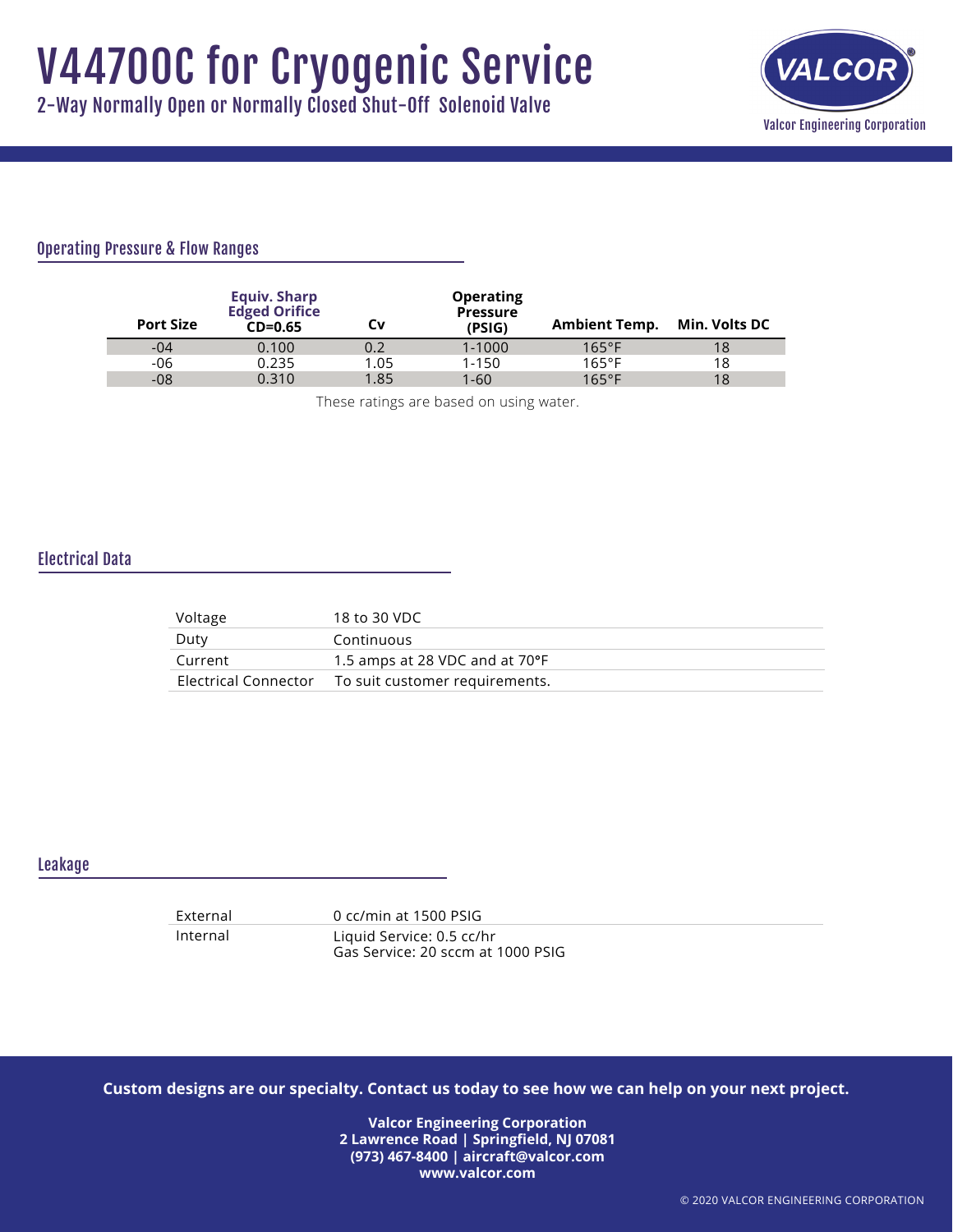# V44700C for Cryogenic Service

2-Way Normally Open or Normally Closed Shut-Off Solenoid Valve

Valcor Engineering Corporation

## Operating Pressure & Flow Ranges

| Port Size | Equiv. Sharp Edged Orifice CD=0.65 | Cv | Operating Pressure (PSIG) | Ambient Temp. | Min. Volts DC |
|---|---|---|---|---|---|
| -04 | 0.100 | 0.2 | 1-1000 | 165°F | 18 |
| -06 | 0.235 | 1.05 | 1-150 | 165°F | 18 |
| -08 | 0.310 | 1.85 | 1-60 | 165°F | 18 |

These ratings are based on using water.

## Electrical Data

| | |
|---|---|
| Voltage | 18 to 30 VDC |
| Duty | Continuous |
| Current | 1.5 amps at 28 VDC and at 70°F |
| Electrical Connector | To suit customer requirements. |

## Leakage

| | |
|---|---|
| External | 0 cc/min at 1500 PSIG |
| Internal | Liquid Service: 0.5 cc/hr<br>Gas Service: 20 sccm at 1000 PSIG |

**Custom designs are our specialty. Contact us today to see how we can help on your next project.**

**Valcor Engineering Corporation**
**2 Lawrence Road | Springfield, NJ 07081**
**(973) 467-8400 | aircraft@valcor.com**
**www.valcor.com**

© 2020 VALCOR ENGINEERING CORPORATION